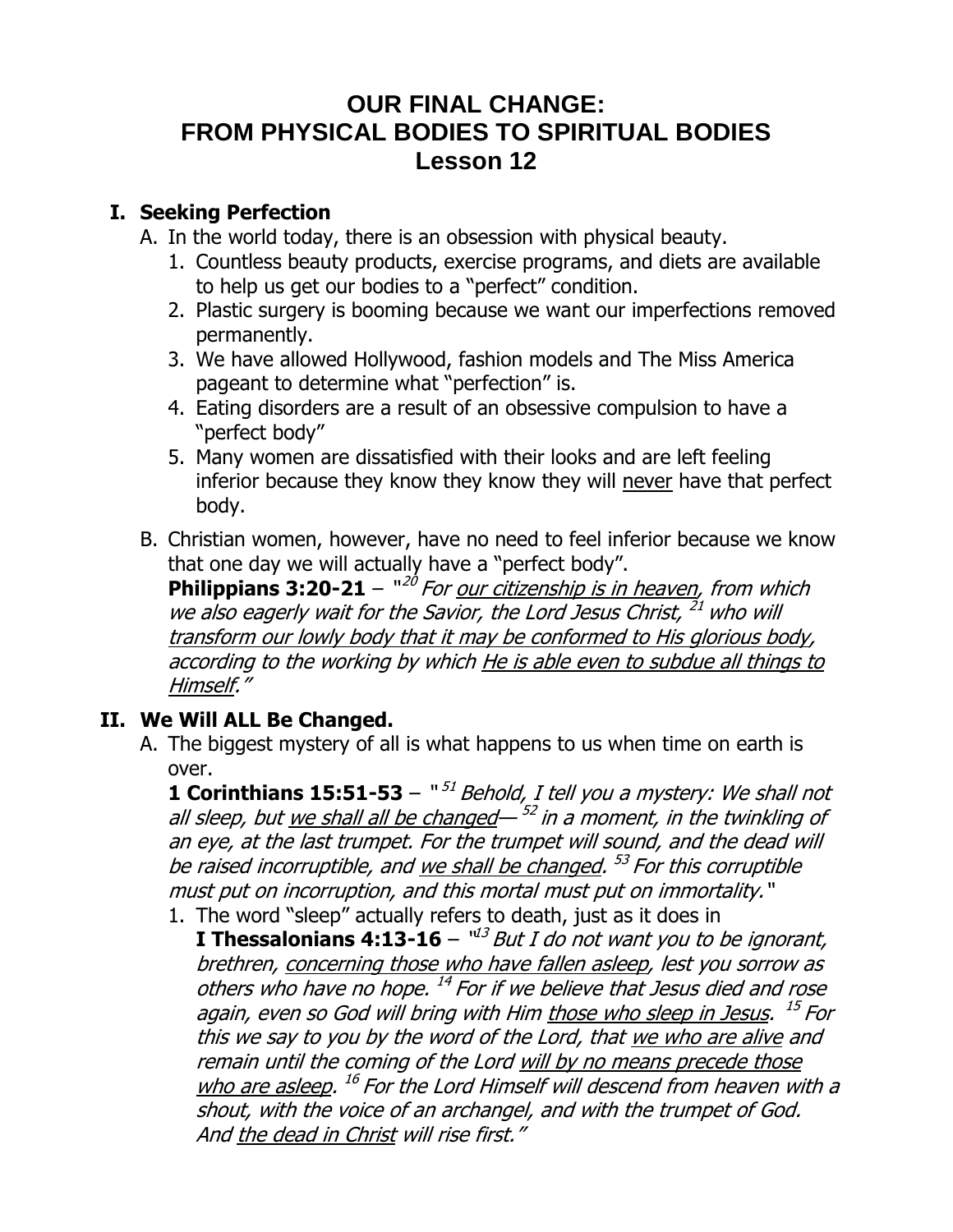# OUR FINAL CHANGE:
# FROM PHYSICAL BODIES TO SPIRITUAL BODIES
## Lesson 12

## I. Seeking Perfection

A. In the world today, there is an obsession with physical beauty.

1. Countless beauty products, exercise programs, and diets are available to help us get our bodies to a "perfect" condition.
2. Plastic surgery is booming because we want our imperfections removed permanently.
3. We have allowed Hollywood, fashion models and The Miss America pageant to determine what "perfection" is.
4. Eating disorders are a result of an obsessive compulsion to have a "perfect body"
5. Many women are dissatisfied with their looks and are left feeling inferior because they know they know they will <u>never</u> have that perfect body.

B. Christian women, however, have no need to feel inferior because we know that one day we will actually have a "perfect body".
**Philippians 3:20-21** – "[20] *For <u>our citizenship is in heaven</u>, from which we also eagerly wait for the Savior, the Lord Jesus Christ, [21] who will <u>transform our lowly body that it may be conformed to His glorious body</u>, according to the working by which <u>He is able even to subdue all things to Himself</u>."*

## II. We Will ALL Be Changed.

A. The biggest mystery of all is what happens to us when time on earth is over.
**1 Corinthians 15:51-53** – "[51] *Behold, I tell you a mystery: We shall not all sleep, but <u>we shall all be changed</u>— [52] in a moment, in the twinkling of an eye, at the last trumpet. For the trumpet will sound, and the dead will be raised incorruptible, and <u>we shall be changed</u>. [53] For this corruptible must put on incorruption, and this mortal must put on immortality.*"

1. The word "sleep" actually refers to death, just as it does in
**I Thessalonians 4:13-16** – "[13] *But I do not want you to be ignorant, brethren, <u>concerning those who have fallen asleep</u>, lest you sorrow as others who have no hope. [14] For if we believe that Jesus died and rose again, even so God will bring with Him <u>those who sleep in Jesus</u>. [15] For this we say to you by the word of the Lord, that <u>we who are alive</u> and remain until the coming of the Lord <u>will by no means precede those who are asleep</u>. [16] For the Lord Himself will descend from heaven with a shout, with the voice of an archangel, and with the trumpet of God. And <u>the dead in Christ</u> will rise first."*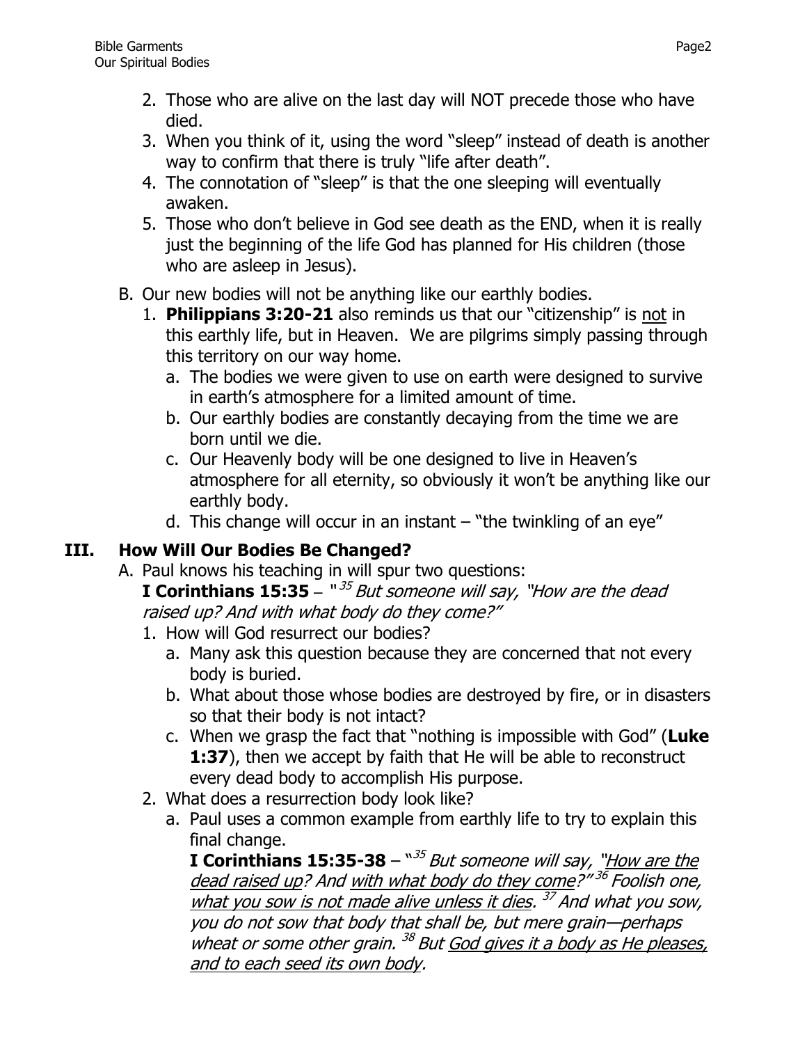2. Those who are alive on the last day will NOT precede those who have died.
3. When you think of it, using the word "sleep" instead of death is another way to confirm that there is truly "life after death".
4. The connotation of "sleep" is that the one sleeping will eventually awaken.
5. Those who don't believe in God see death as the END, when it is really just the beginning of the life God has planned for His children (those who are asleep in Jesus).

B. Our new bodies will not be anything like our earthly bodies.

1. **Philippians 3:20-21** also reminds us that our "citizenship" is <u>not</u> in this earthly life, but in Heaven. We are pilgrims simply passing through this territory on our way home.
   a. The bodies we were given to use on earth were designed to survive in earth's atmosphere for a limited amount of time.
   b. Our earthly bodies are constantly decaying from the time we are born until we die.
   c. Our Heavenly body will be one designed to live in Heaven's atmosphere for all eternity, so obviously it won't be anything like our earthly body.
   d. This change will occur in an instant – "the twinkling of an eye"

## III. How Will Our Bodies Be Changed?

A. Paul knows his teaching in will spur two questions:
**I Corinthians 15:35** – "[35] *But someone will say, "How are the dead raised up? And with what body do they come?"*

1. How will God resurrect our bodies?
   a. Many ask this question because they are concerned that not every body is buried.
   b. What about those whose bodies are destroyed by fire, or in disasters so that their body is not intact?
   c. When we grasp the fact that "nothing is impossible with God" (**Luke 1:37**), then we accept by faith that He will be able to reconstruct every dead body to accomplish His purpose.
2. What does a resurrection body look like?
   a. Paul uses a common example from earthly life to try to explain this final change.
   **I Corinthians 15:35-38** – "[35] *But someone will say, "<u>How are the dead raised up</u>? And <u>with what body do they come</u>?" [36] Foolish one, <u>what you sow is not made alive unless it dies</u>. [37] And what you sow, you do not sow that body that shall be, but mere grain—perhaps wheat or some other grain. [38] But <u>God gives it a body as He pleases, and to each seed its own body</u>.*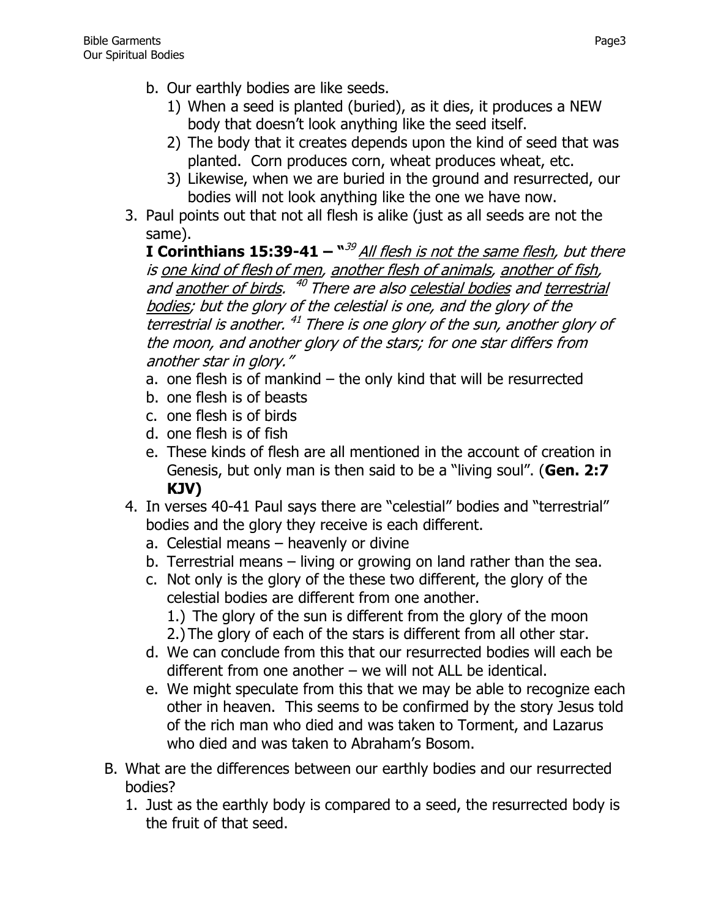b. Our earthly bodies are like seeds.
   1) When a seed is planted (buried), as it dies, it produces a NEW body that doesn't look anything like the seed itself.
   2) The body that it creates depends upon the kind of seed that was planted. Corn produces corn, wheat produces wheat, etc.
   3) Likewise, when we are buried in the ground and resurrected, our bodies will not look anything like the one we have now.

3. Paul points out that not all flesh is alike (just as all seeds are not the same).

   **I Corinthians 15:39-41 – "**[39] *<u>All flesh is not the same flesh</u>, but there is <u>one kind of flesh of men</u>, <u>another flesh of animals</u>, <u>another of fish</u>, and <u>another of birds</u>.* [40] *There are also <u>celestial bodies</u> and <u>terrestrial bodies</u>; but the glory of the celestial is one, and the glory of the terrestrial is another.* [41] *There is one glory of the sun, another glory of the moon, and another glory of the stars; for one star differs from another star in glory."*

   a. one flesh is of mankind – the only kind that will be resurrected
   b. one flesh is of beasts
   c. one flesh is of birds
   d. one flesh is of fish
   e. These kinds of flesh are all mentioned in the account of creation in Genesis, but only man is then said to be a "living soul". (**Gen. 2:7 KJV)**

4. In verses 40-41 Paul says there are "celestial" bodies and "terrestrial" bodies and the glory they receive is each different.
   a. Celestial means – heavenly or divine
   b. Terrestrial means – living or growing on land rather than the sea.
   c. Not only is the glory of the these two different, the glory of the celestial bodies are different from one another.
      1.) The glory of the sun is different from the glory of the moon
      2.) The glory of each of the stars is different from all other star.
   d. We can conclude from this that our resurrected bodies will each be different from one another – we will not ALL be identical.
   e. We might speculate from this that we may be able to recognize each other in heaven. This seems to be confirmed by the story Jesus told of the rich man who died and was taken to Torment, and Lazarus who died and was taken to Abraham's Bosom.

B. What are the differences between our earthly bodies and our resurrected bodies?
   1. Just as the earthly body is compared to a seed, the resurrected body is the fruit of that seed.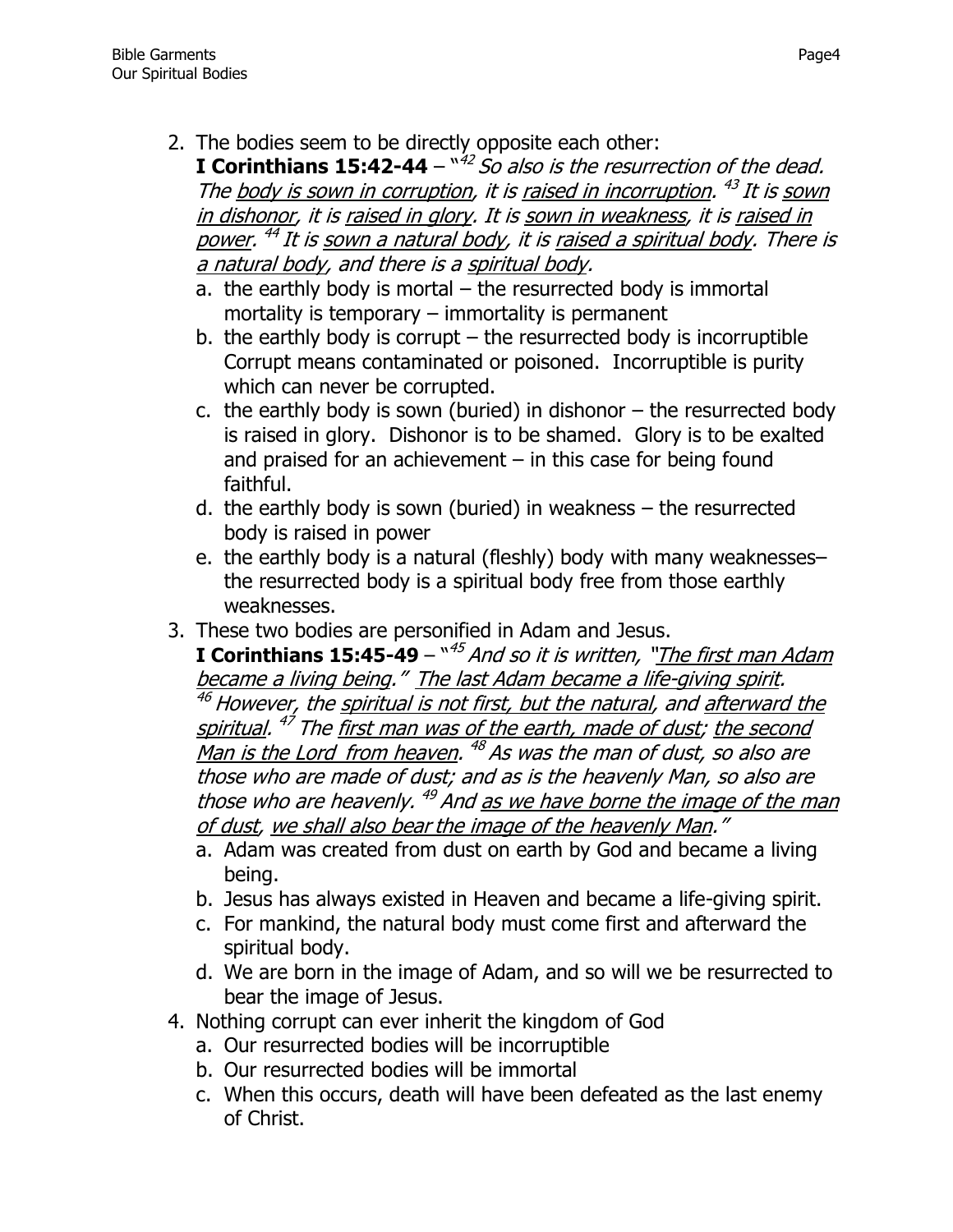2. The bodies seem to be directly opposite each other:
   **I Corinthians 15:42-44** – "[42] *So also is the resurrection of the dead. The body is sown in corruption, it is raised in incorruption.* [43] *It is sown in dishonor, it is raised in glory. It is sown in weakness, it is raised in power.* [44] *It is sown a natural body, it is raised a spiritual body. There is a natural body, and there is a spiritual body.*
   a. the earthly body is mortal – the resurrected body is immortal mortality is temporary – immortality is permanent
   b. the earthly body is corrupt – the resurrected body is incorruptible Corrupt means contaminated or poisoned. Incorruptible is purity which can never be corrupted.
   c. the earthly body is sown (buried) in dishonor – the resurrected body is raised in glory. Dishonor is to be shamed. Glory is to be exalted and praised for an achievement – in this case for being found faithful.
   d. the earthly body is sown (buried) in weakness – the resurrected body is raised in power
   e. the earthly body is a natural (fleshly) body with many weaknesses– the resurrected body is a spiritual body free from those earthly weaknesses.
3. These two bodies are personified in Adam and Jesus.
   **I Corinthians 15:45-49** – "[45] *And so it is written, "The first man Adam became a living being." The last Adam became a life-giving spirit.* [46] *However, the spiritual is not first, but the natural, and afterward the spiritual.* [47] *The first man was of the earth, made of dust; the second Man is the Lord from heaven.* [48] *As was the man of dust, so also are those who are made of dust; and as is the heavenly Man, so also are those who are heavenly.* [49] *And as we have borne the image of the man of dust, we shall also bear the image of the heavenly Man."*
   a. Adam was created from dust on earth by God and became a living being.
   b. Jesus has always existed in Heaven and became a life-giving spirit.
   c. For mankind, the natural body must come first and afterward the spiritual body.
   d. We are born in the image of Adam, and so will we be resurrected to bear the image of Jesus.
4. Nothing corrupt can ever inherit the kingdom of God
   a. Our resurrected bodies will be incorruptible
   b. Our resurrected bodies will be immortal
   c. When this occurs, death will have been defeated as the last enemy of Christ.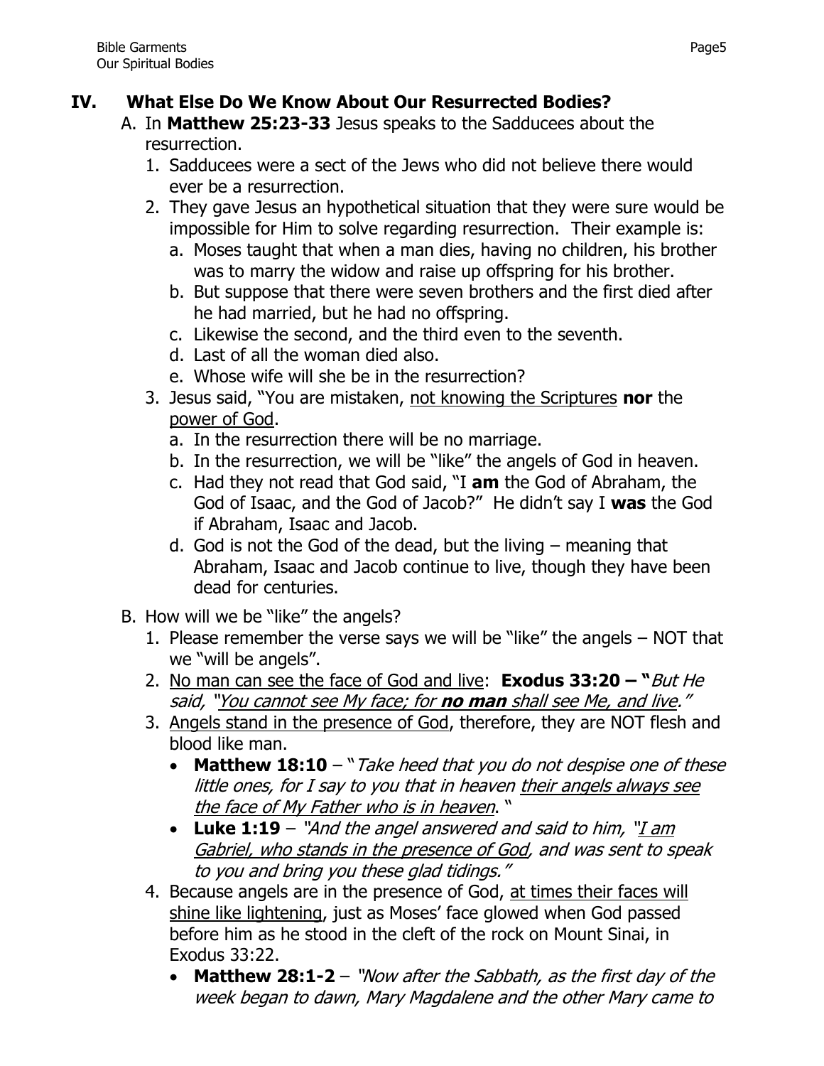## IV. What Else Do We Know About Our Resurrected Bodies?

A. In **Matthew 25:23-33** Jesus speaks to the Sadducees about the resurrection.

1. Sadducees were a sect of the Jews who did not believe there would ever be a resurrection.
2. They gave Jesus an hypothetical situation that they were sure would be impossible for Him to solve regarding resurrection. Their example is:
   a. Moses taught that when a man dies, having no children, his brother was to marry the widow and raise up offspring for his brother.
   b. But suppose that there were seven brothers and the first died after he had married, but he had no offspring.
   c. Likewise the second, and the third even to the seventh.
   d. Last of all the woman died also.
   e. Whose wife will she be in the resurrection?
3. Jesus said, "You are mistaken, <u>not knowing the Scriptures</u> **nor** the <u>power of God</u>.
   a. In the resurrection there will be no marriage.
   b. In the resurrection, we will be "like" the angels of God in heaven.
   c. Had they not read that God said, "I **am** the God of Abraham, the God of Isaac, and the God of Jacob?" He didn't say I **was** the God if Abraham, Isaac and Jacob.
   d. God is not the God of the dead, but the living – meaning that Abraham, Isaac and Jacob continue to live, though they have been dead for centuries.

B. How will we be "like" the angels?

1. Please remember the verse says we will be "like" the angels – NOT that we "will be angels".
2. <u>No man can see the face of God and live</u>: **Exodus 33:20 – "***But He said, "<u>You cannot see My face; for **no man** shall see Me, and live</u>."*
3. <u>Angels stand in the presence of God</u>, therefore, they are NOT flesh and blood like man.
   - **Matthew 18:10** – "*Take heed that you do not despise one of these little ones, for I say to you that in heaven <u>their angels always see the face of My Father who is in heaven</u>.* "
   - **Luke 1:19** – *"And the angel answered and said to him, "<u>I am Gabriel, who stands in the presence of God</u>, and was sent to speak to you and bring you these glad tidings."*
4. Because angels are in the presence of God, <u>at times their faces will shine like lightening</u>, just as Moses' face glowed when God passed before him as he stood in the cleft of the rock on Mount Sinai, in Exodus 33:22.
   - **Matthew 28:1-2** – *"Now after the Sabbath, as the first day of the week began to dawn, Mary Magdalene and the other Mary came to*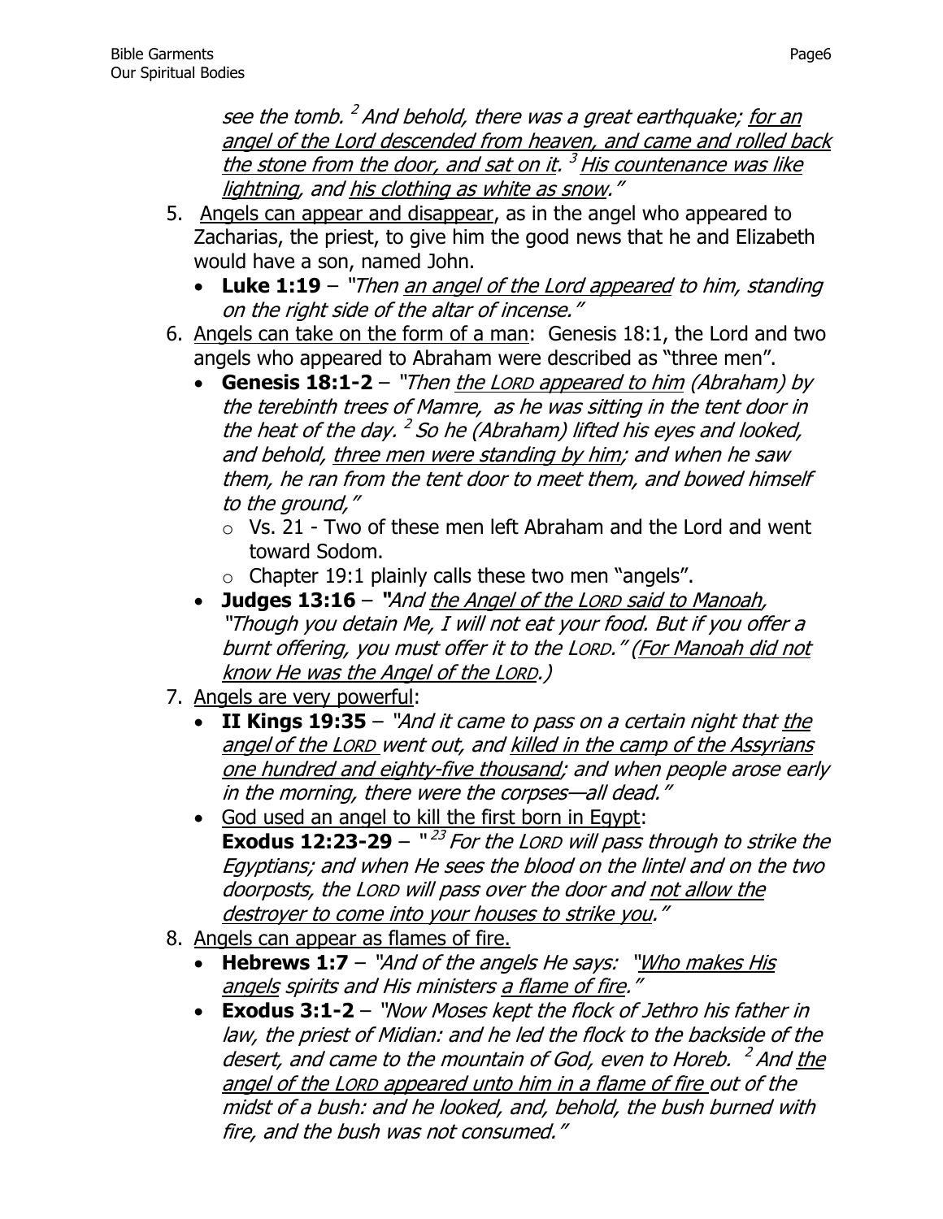*see the tomb. [2] And behold, there was a great earthquake; <u>for an angel of the Lord descended from heaven, and came and rolled back the stone from the door, and sat on it</u>. [3] <u>His countenance was like lightning</u>, and <u>his clothing as white as snow</u>."*

5. <u>Angels can appear and disappear</u>, as in the angel who appeared to Zacharias, the priest, to give him the good news that he and Elizabeth would have a son, named John.
   - **Luke 1:19** – *"Then <u>an angel of the Lord appeared</u> to him, standing on the right side of the altar of incense."*
6. <u>Angels can take on the form of a man</u>: Genesis 18:1, the Lord and two angels who appeared to Abraham were described as "three men".
   - **Genesis 18:1-2** – *"Then <u>the LORD appeared to him</u> (Abraham) by the terebinth trees of Mamre, as he was sitting in the tent door in the heat of the day. [2] So he (Abraham) lifted his eyes and looked, and behold, <u>three men were standing by him</u>; and when he saw them, he ran from the tent door to meet them, and bowed himself to the ground,"*
     - Vs. 21 - Two of these men left Abraham and the Lord and went toward Sodom.
     - Chapter 19:1 plainly calls these two men "angels".
   - **Judges 13:16** – *"And <u>the Angel of the LORD said to Manoah</u>, "Though you detain Me, I will not eat your food. But if you offer a burnt offering, you must offer it to the LORD." (<u>For Manoah did not know He was the Angel of the LORD</u>.)*
7. <u>Angels are very powerful</u>:
   - **II Kings 19:35** – *"And it came to pass on a certain night that <u>the angel of the LORD</u> went out, and <u>killed in the camp of the Assyrians one hundred and eighty-five thousand</u>; and when people arose early in the morning, there were the corpses—all dead."*
   - <u>God used an angel to kill the first born in Egypt</u>:
     **Exodus 12:23-29** – *"[23] For the LORD will pass through to strike the Egyptians; and when He sees the blood on the lintel and on the two doorposts, the LORD will pass over the door and <u>not allow the destroyer to come into your houses to strike you</u>."*
8. <u>Angels can appear as flames of fire.</u>
   - **Hebrews 1:7** – *"And of the angels He says: "<u>Who makes His angels</u> spirits and His ministers <u>a flame of fire</u>."*
   - **Exodus 3:1-2** – *"Now Moses kept the flock of Jethro his father in law, the priest of Midian: and he led the flock to the backside of the desert, and came to the mountain of God, even to Horeb. [2] And <u>the angel of the LORD appeared unto him in a flame of fire</u> out of the midst of a bush: and he looked, and, behold, the bush burned with fire, and the bush was not consumed."*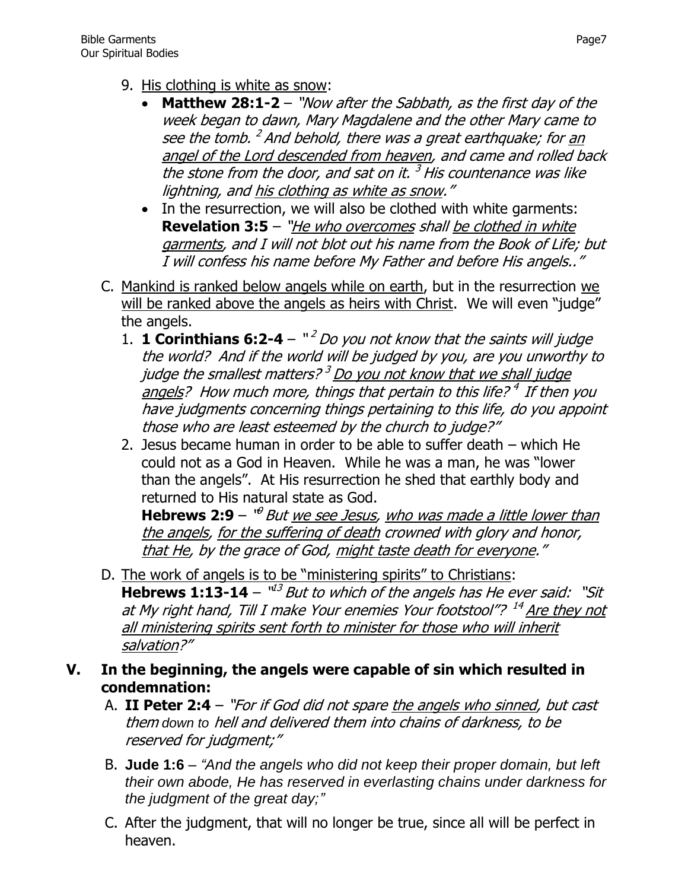9. His clothing is white as snow:
   - **Matthew 28:1-2** – *"Now after the Sabbath, as the first day of the week began to dawn, Mary Magdalene and the other Mary came to see the tomb.* [2] *And behold, there was a great earthquake; for an angel of the Lord descended from heaven, and came and rolled back the stone from the door, and sat on it.* [3] *His countenance was like lightning, and his clothing as white as snow."*
   - In the resurrection, we will also be clothed with white garments: **Revelation 3:5** – *"He who overcomes shall be clothed in white garments, and I will not blot out his name from the Book of Life; but I will confess his name before My Father and before His angels.."*

C. Mankind is ranked below angels while on earth, but in the resurrection we will be ranked above the angels as heirs with Christ. We will even "judge" the angels.

1. **1 Corinthians 6:2-4** – "[2] *Do you not know that the saints will judge the world? And if the world will be judged by you, are you unworthy to judge the smallest matters?* [3] *Do you not know that we shall judge angels? How much more, things that pertain to this life?* [4] *If then you have judgments concerning things pertaining to this life, do you appoint those who are least esteemed by the church to judge?"*
2. Jesus became human in order to be able to suffer death – which He could not as a God in Heaven. While he was a man, he was "lower than the angels". At His resurrection he shed that earthly body and returned to His natural state as God.
   **Hebrews 2:9** – "[9] *But we see Jesus, who was made a little lower than the angels, for the suffering of death crowned with glory and honor, that He, by the grace of God, might taste death for everyone."*

D. The work of angels is to be "ministering spirits" to Christians:
**Hebrews 1:13-14** – "[13] *But to which of the angels has He ever said: "Sit at My right hand, Till I make Your enemies Your footstool"?* [14] *Are they not all ministering spirits sent forth to minister for those who will inherit salvation?"*

## V. In the beginning, the angels were capable of sin which resulted in condemnation:

A. **II Peter 2:4** – *"For if God did not spare the angels who sinned, but cast them down to hell and delivered them into chains of darkness, to be reserved for judgment;"*

B. **Jude 1:6** – *"And the angels who did not keep their proper domain, but left their own abode, He has reserved in everlasting chains under darkness for the judgment of the great day;"*

C. After the judgment, that will no longer be true, since all will be perfect in heaven.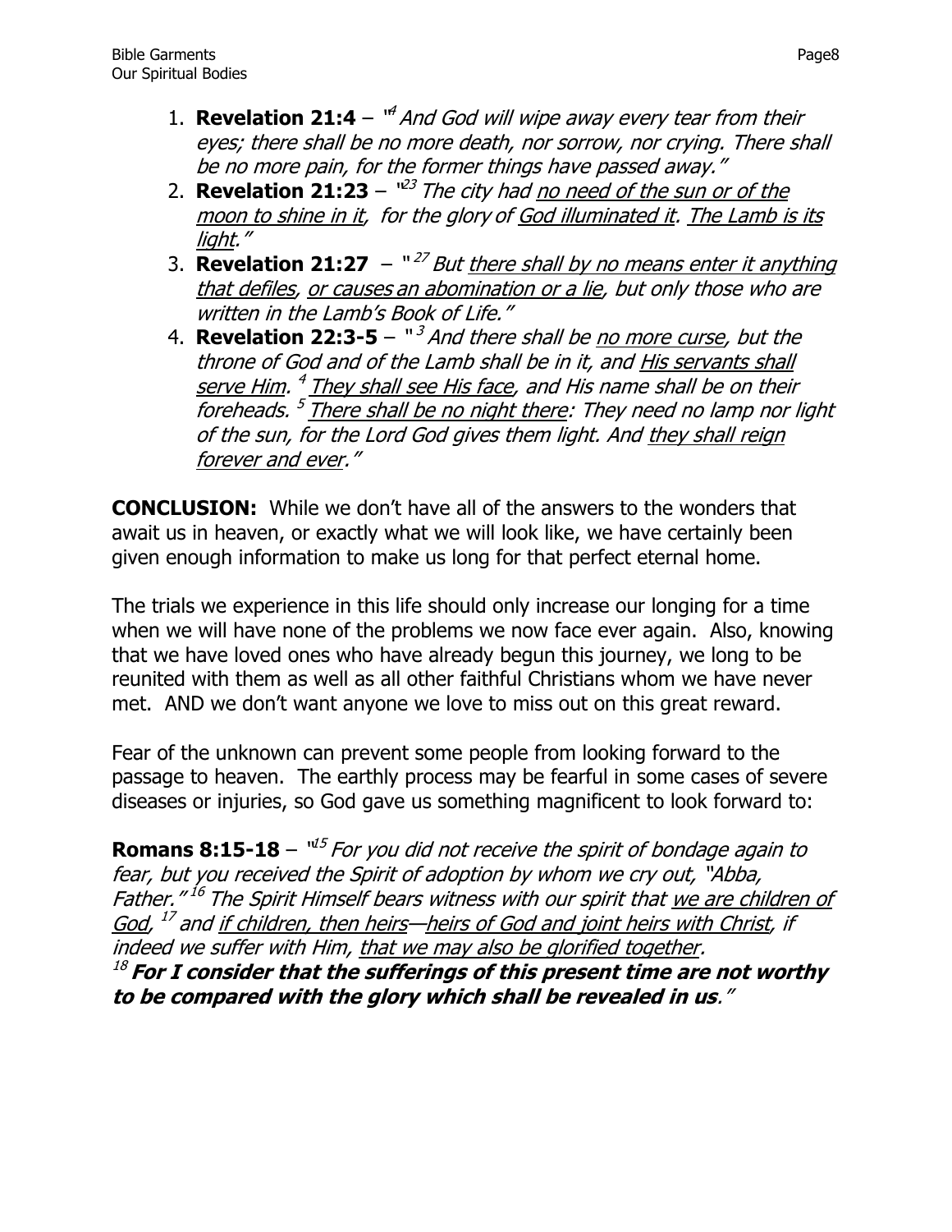1. **Revelation 21:4** – "[4] *And God will wipe away every tear from their eyes; there shall be no more death, nor sorrow, nor crying. There shall be no more pain, for the former things have passed away."*
2. **Revelation 21:23** – "[23] *The city had <u>no need of the sun or of the moon to shine in it</u>, for the glory of <u>God illuminated it</u>. <u>The Lamb is its light</u>."*
3. **Revelation 21:27** – "[27] *But <u>there shall by no means enter it anything that defiles</u>, <u>or causes an abomination or a lie</u>, but only those who are written in the Lamb's Book of Life."*
4. **Revelation 22:3-5** – "[3] *And there shall be <u>no more curse</u>, but the throne of God and of the Lamb shall be in it, and <u>His servants shall serve Him</u>. [4] <u>They shall see His face</u>, and His name shall be on their foreheads. [5] <u>There shall be no night there</u>: They need no lamp nor light of the sun, for the Lord God gives them light. And <u>they shall reign forever and ever</u>."*

**CONCLUSION:** While we don't have all of the answers to the wonders that await us in heaven, or exactly what we will look like, we have certainly been given enough information to make us long for that perfect eternal home.

The trials we experience in this life should only increase our longing for a time when we will have none of the problems we now face ever again. Also, knowing that we have loved ones who have already begun this journey, we long to be reunited with them as well as all other faithful Christians whom we have never met. AND we don't want anyone we love to miss out on this great reward.

Fear of the unknown can prevent some people from looking forward to the passage to heaven. The earthly process may be fearful in some cases of severe diseases or injuries, so God gave us something magnificent to look forward to:

**Romans 8:15-18** – "[15] *For you did not receive the spirit of bondage again to fear, but you received the Spirit of adoption by whom we cry out, "Abba, Father." [16] The Spirit Himself bears witness with our spirit that <u>we are children of God</u>, [17] and <u>if children, then heirs</u>—<u>heirs of God and joint heirs with Christ</u>, if indeed we suffer with Him, <u>that we may also be glorified together</u>.*
*[18] **For I consider that the sufferings of this present time are not worthy to be compared with the glory which shall be revealed in us**."*